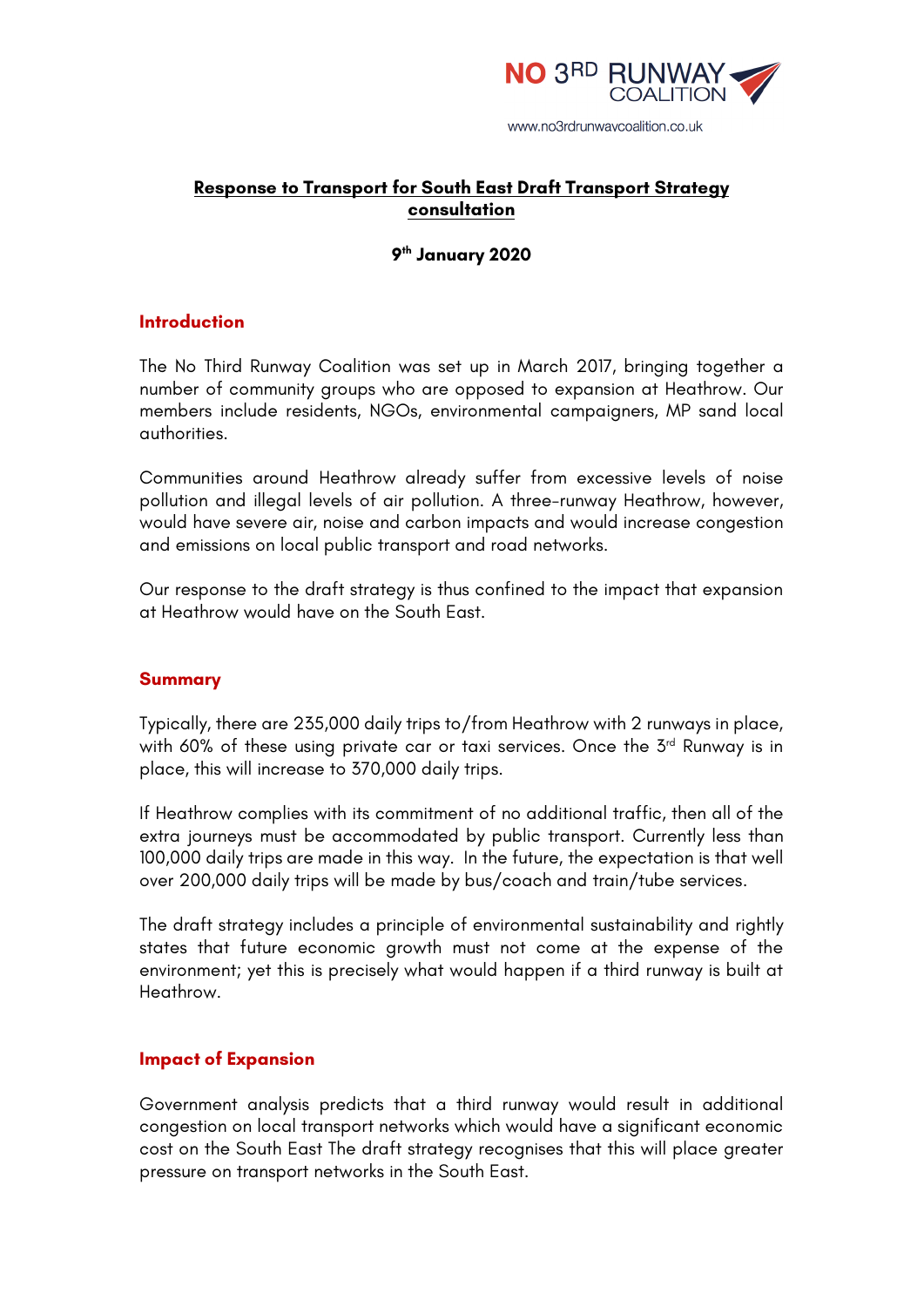NO 3RD RUNWAY COALITION

www.no3rdrunwaycoalition.co.uk

# Response to Transport for South East Draft Transport Strategy consultation

**9th January 2020**

## Introduction

The No Third Runway Coalition was set up in March 2017, bringing together a number of community groups who are opposed to expansion at Heathrow. Our members include residents, NGOs, environmental campaigners, MP sand local authorities.

Communities around Heathrow already suffer from excessive levels of noise pollution and illegal levels of air pollution. A three-runway Heathrow, however, would have severe air, noise and carbon impacts and would increase congestion and emissions on local public transport and road networks.

Our response to the draft strategy is thus confined to the impact that expansion at Heathrow would have on the South East.

## Summary

Typically, there are 235,000 daily trips to/from Heathrow with 2 runways in place, with 60% of these using private car or taxi services. Once the 3rd Runway is in place, this will increase to 370,000 daily trips.

If Heathrow complies with its commitment of no additional traffic, then all of the extra journeys must be accommodated by public transport. Currently less than 100,000 daily trips are made in this way. In the future, the expectation is that well over 200,000 daily trips will be made by bus/coach and train/tube services.

The draft strategy includes a principle of environmental sustainability and rightly states that future economic growth must not come at the expense of the environment; yet this is precisely what would happen if a third runway is built at Heathrow.

## Impact of Expansion

Government analysis predicts that a third runway would result in additional congestion on local transport networks which would have a significant economic cost on the South East The draft strategy recognises that this will place greater pressure on transport networks in the South East.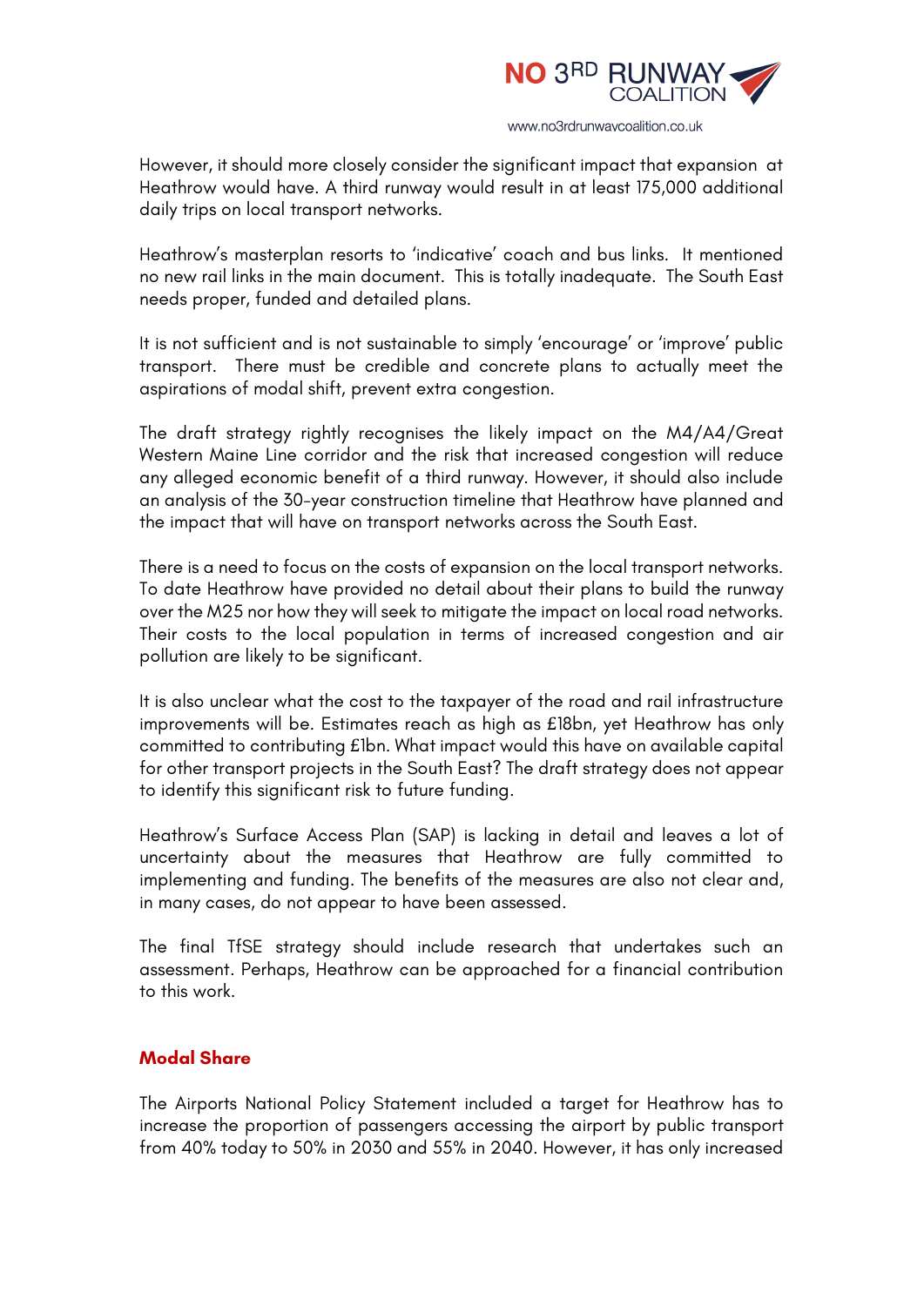However, it should more closely consider the significant impact that expansion at Heathrow would have. A third runway would result in at least 175,000 additional daily trips on local transport networks.

Heathrow's masterplan resorts to 'indicative' coach and bus links. It mentioned no new rail links in the main document. This is totally inadequate. The South East needs proper, funded and detailed plans.

It is not sufficient and is not sustainable to simply 'encourage' or 'improve' public transport. There must be credible and concrete plans to actually meet the aspirations of modal shift, prevent extra congestion.

The draft strategy rightly recognises the likely impact on the M4/A4/Great Western Maine Line corridor and the risk that increased congestion will reduce any alleged economic benefit of a third runway. However, it should also include an analysis of the 30-year construction timeline that Heathrow have planned and the impact that will have on transport networks across the South East.

There is a need to focus on the costs of expansion on the local transport networks. To date Heathrow have provided no detail about their plans to build the runway over the M25 nor how they will seek to mitigate the impact on local road networks. Their costs to the local population in terms of increased congestion and air pollution are likely to be significant.

It is also unclear what the cost to the taxpayer of the road and rail infrastructure improvements will be. Estimates reach as high as £18bn, yet Heathrow has only committed to contributing £1bn. What impact would this have on available capital for other transport projects in the South East? The draft strategy does not appear to identify this significant risk to future funding.

Heathrow's Surface Access Plan (SAP) is lacking in detail and leaves a lot of uncertainty about the measures that Heathrow are fully committed to implementing and funding. The benefits of the measures are also not clear and, in many cases, do not appear to have been assessed.

The final TfSE strategy should include research that undertakes such an assessment. Perhaps, Heathrow can be approached for a financial contribution to this work.

## Modal Share

The Airports National Policy Statement included a target for Heathrow has to increase the proportion of passengers accessing the airport by public transport from 40% today to 50% in 2030 and 55% in 2040. However, it has only increased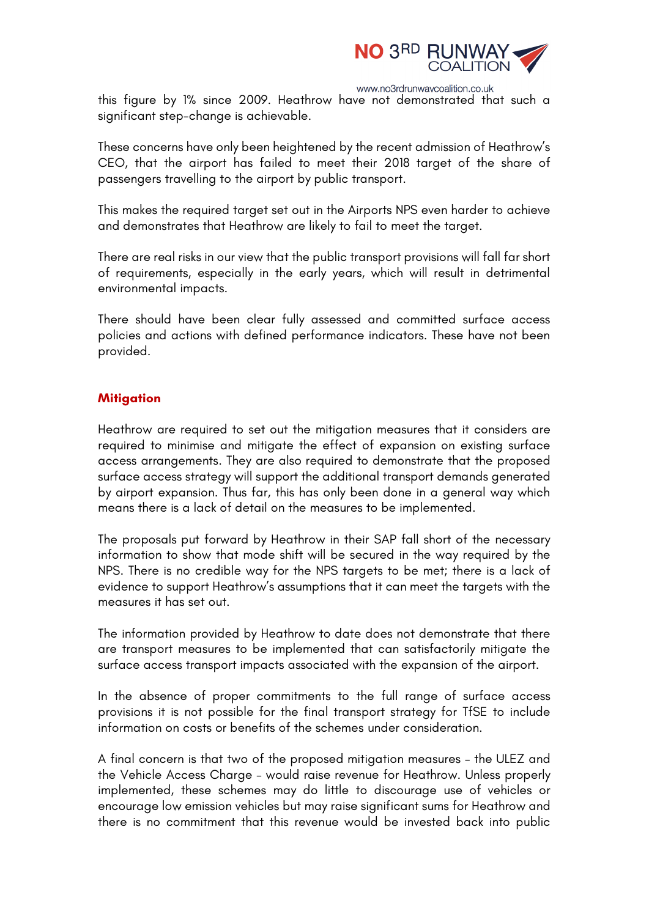this figure by 1% since 2009. Heathrow have not demonstrated that such a significant step-change is achievable.

These concerns have only been heightened by the recent admission of Heathrow's CEO, that the airport has failed to meet their 2018 target of the share of passengers travelling to the airport by public transport.

This makes the required target set out in the Airports NPS even harder to achieve and demonstrates that Heathrow are likely to fail to meet the target.

There are real risks in our view that the public transport provisions will fall far short of requirements, especially in the early years, which will result in detrimental environmental impacts.

There should have been clear fully assessed and committed surface access policies and actions with defined performance indicators. These have not been provided.

## Mitigation

Heathrow are required to set out the mitigation measures that it considers are required to minimise and mitigate the effect of expansion on existing surface access arrangements. They are also required to demonstrate that the proposed surface access strategy will support the additional transport demands generated by airport expansion. Thus far, this has only been done in a general way which means there is a lack of detail on the measures to be implemented.

The proposals put forward by Heathrow in their SAP fall short of the necessary information to show that mode shift will be secured in the way required by the NPS. There is no credible way for the NPS targets to be met; there is a lack of evidence to support Heathrow's assumptions that it can meet the targets with the measures it has set out.

The information provided by Heathrow to date does not demonstrate that there are transport measures to be implemented that can satisfactorily mitigate the surface access transport impacts associated with the expansion of the airport.

In the absence of proper commitments to the full range of surface access provisions it is not possible for the final transport strategy for TfSE to include information on costs or benefits of the schemes under consideration.

A final concern is that two of the proposed mitigation measures – the ULEZ and the Vehicle Access Charge – would raise revenue for Heathrow. Unless properly implemented, these schemes may do little to discourage use of vehicles or encourage low emission vehicles but may raise significant sums for Heathrow and there is no commitment that this revenue would be invested back into public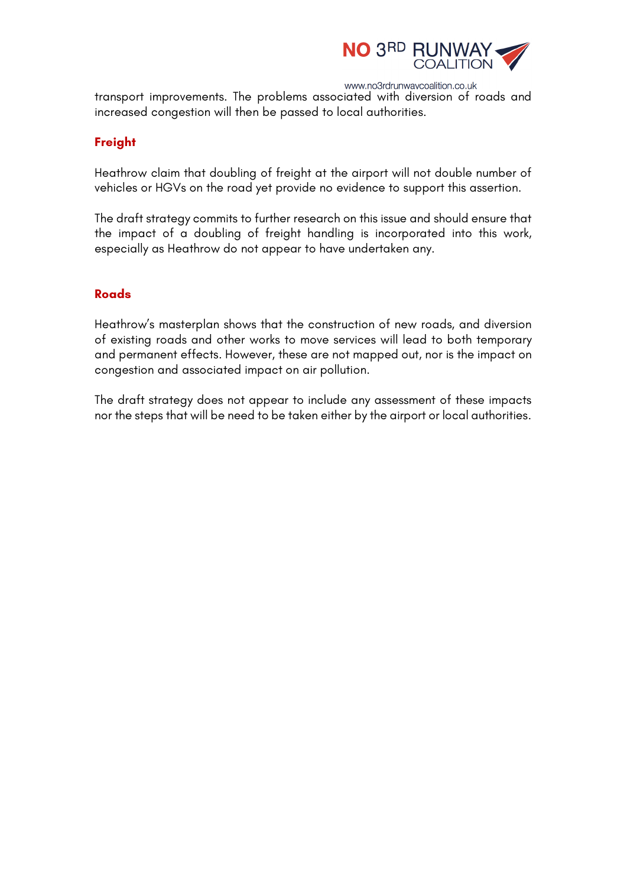transport improvements. The problems associated with diversion of roads and increased congestion will then be passed to local authorities.

## Freight

Heathrow claim that doubling of freight at the airport will not double number of vehicles or HGVs on the road yet provide no evidence to support this assertion.

The draft strategy commits to further research on this issue and should ensure that the impact of a doubling of freight handling is incorporated into this work, especially as Heathrow do not appear to have undertaken any.

## Roads

Heathrow's masterplan shows that the construction of new roads, and diversion of existing roads and other works to move services will lead to both temporary and permanent effects. However, these are not mapped out, nor is the impact on congestion and associated impact on air pollution.

The draft strategy does not appear to include any assessment of these impacts nor the steps that will be need to be taken either by the airport or local authorities.